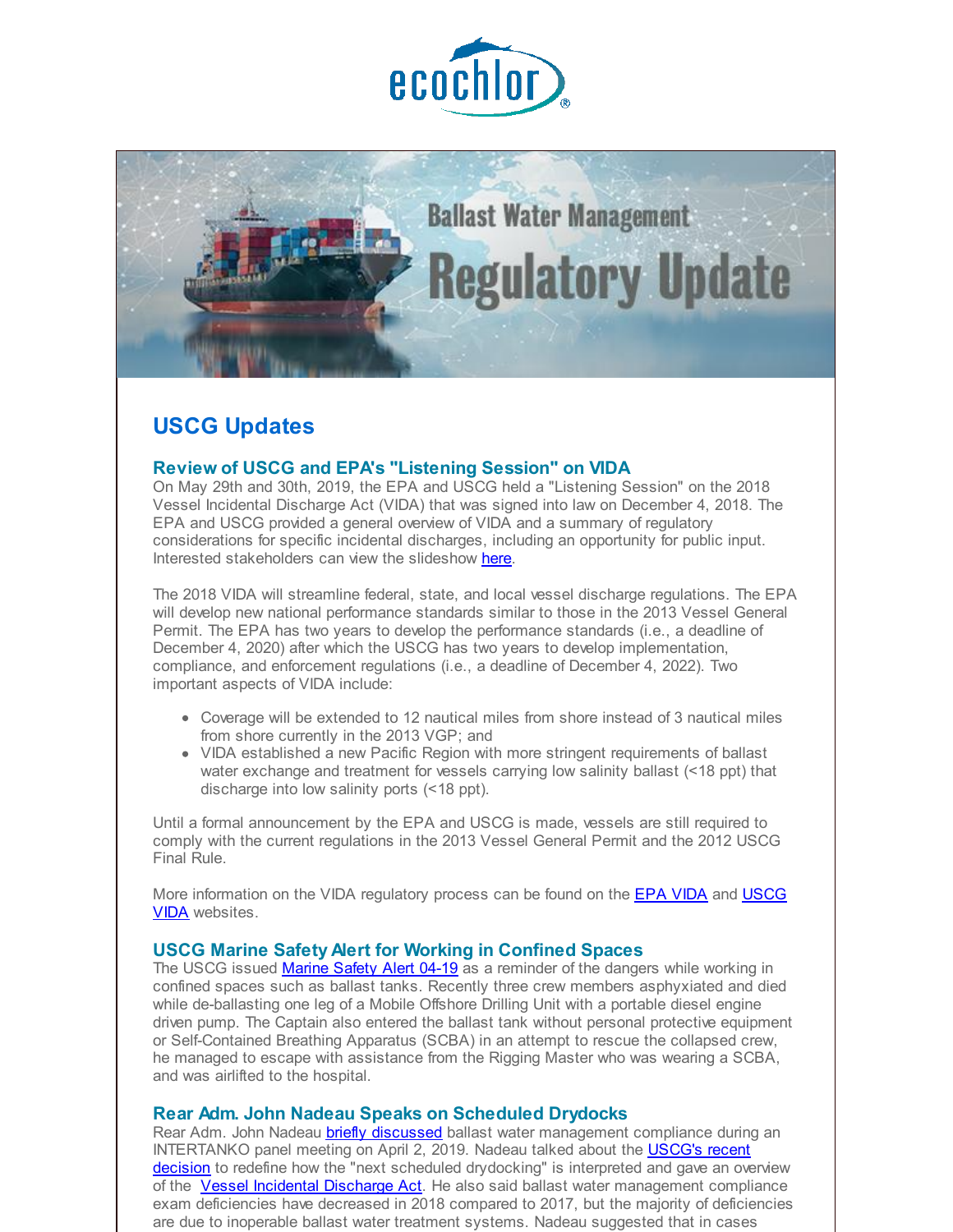ecochlor®

Ballast Water Management Regulatory Update

## USCG Updates

### Review of USCG and EPA's "Listening Session" on VIDA

On May 29th and 30th, 2019, the EPA and USCG held a "Listening Session" on the 2018 Vessel Incidental Discharge Act (VIDA) that was signed into law on December 4, 2018. The EPA and USCG provided a general overview of VIDA and a summary of regulatory considerations for specific incidental discharges, including an opportunity for public input. Interested stakeholders can view the slideshow here.

The 2018 VIDA will streamline federal, state, and local vessel discharge regulations. The EPA will develop new national performance standards similar to those in the 2013 Vessel General Permit. The EPA has two years to develop the performance standards (i.e., a deadline of December 4, 2020) after which the USCG has two years to develop implementation, compliance, and enforcement regulations (i.e., a deadline of December 4, 2022). Two important aspects of VIDA include:

- Coverage will be extended to 12 nautical miles from shore instead of 3 nautical miles from shore currently in the 2013 VGP; and
- VIDA established a new Pacific Region with more stringent requirements of ballast water exchange and treatment for vessels carrying low salinity ballast (<18 ppt) that discharge into low salinity ports (<18 ppt).

Until a formal announcement by the EPA and USCG is made, vessels are still required to comply with the current regulations in the 2013 Vessel General Permit and the 2012 USCG Final Rule.

More information on the VIDA regulatory process can be found on the EPA VIDA and USCG VIDA websites.

### USCG Marine Safety Alert for Working in Confined Spaces

The USCG issued Marine Safety Alert 04-19 as a reminder of the dangers while working in confined spaces such as ballast tanks. Recently three crew members asphyxiated and died while de-ballasting one leg of a Mobile Offshore Drilling Unit with a portable diesel engine driven pump. The Captain also entered the ballast tank without personal protective equipment or Self-Contained Breathing Apparatus (SCBA) in an attempt to rescue the collapsed crew, he managed to escape with assistance from the Rigging Master who was wearing a SCBA, and was airlifted to the hospital.

### Rear Adm. John Nadeau Speaks on Scheduled Drydocks

Rear Adm. John Nadeau briefly discussed ballast water management compliance during an INTERTANKO panel meeting on April 2, 2019. Nadeau talked about the USCG's recent decision to redefine how the "next scheduled drydocking" is interpreted and gave an overview of the Vessel Incidental Discharge Act. He also said ballast water management compliance exam deficiencies have decreased in 2018 compared to 2017, but the majority of deficiencies are due to inoperable ballast water treatment systems. Nadeau suggested that in cases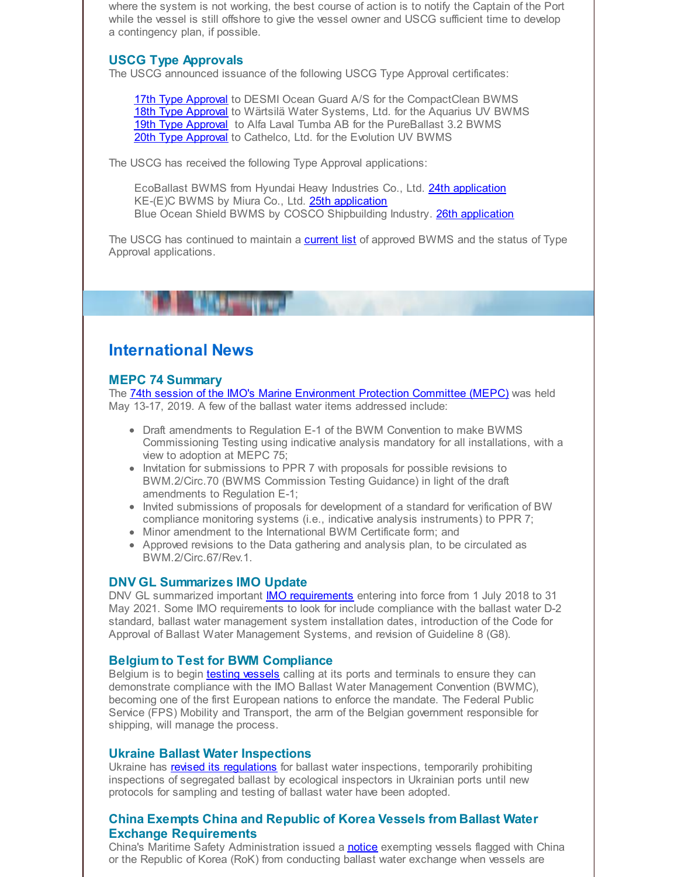where the system is not working, the best course of action is to notify the Captain of the Port while the vessel is still offshore to give the vessel owner and USCG sufficient time to develop a contingency plan, if possible.

### USCG Type Approvals

The USCG announced issuance of the following USCG Type Approval certificates:

17th Type Approval to DESMI Ocean Guard A/S for the CompactClean BWMS
18th Type Approval to Wärtsilä Water Systems, Ltd. for the Aquarius UV BWMS
19th Type Approval to Alfa Laval Tumba AB for the PureBallast 3.2 BWMS
20th Type Approval to Cathelco, Ltd. for the Evolution UV BWMS

The USCG has received the following Type Approval applications:

EcoBallast BWMS from Hyundai Heavy Industries Co., Ltd. 24th application
KE-(E)C BWMS by Miura Co., Ltd. 25th application
Blue Ocean Shield BWMS by COSCO Shipbuilding Industry. 26th application

The USCG has continued to maintain a current list of approved BWMS and the status of Type Approval applications.

## International News

### MEPC 74 Summary

The 74th session of the IMO's Marine Environment Protection Committee (MEPC) was held May 13-17, 2019. A few of the ballast water items addressed include:

- Draft amendments to Regulation E-1 of the BWM Convention to make BWMS Commissioning Testing using indicative analysis mandatory for all installations, with a view to adoption at MEPC 75;
- Invitation for submissions to PPR 7 with proposals for possible revisions to BWM.2/Circ.70 (BWMS Commission Testing Guidance) in light of the draft amendments to Regulation E-1;
- Invited submissions of proposals for development of a standard for verification of BW compliance monitoring systems (i.e., indicative analysis instruments) to PPR 7;
- Minor amendment to the International BWM Certificate form; and
- Approved revisions to the Data gathering and analysis plan, to be circulated as BWM.2/Circ.67/Rev.1.

### DNV GL Summarizes IMO Update

DNV GL summarized important IMO requirements entering into force from 1 July 2018 to 31 May 2021. Some IMO requirements to look for include compliance with the ballast water D-2 standard, ballast water management system installation dates, introduction of the Code for Approval of Ballast Water Management Systems, and revision of Guideline 8 (G8).

### Belgium to Test for BWM Compliance

Belgium is to begin testing vessels calling at its ports and terminals to ensure they can demonstrate compliance with the IMO Ballast Water Management Convention (BWMC), becoming one of the first European nations to enforce the mandate. The Federal Public Service (FPS) Mobility and Transport, the arm of the Belgian government responsible for shipping, will manage the process.

### Ukraine Ballast Water Inspections

Ukraine has revised its regulations for ballast water inspections, temporarily prohibiting inspections of segregated ballast by ecological inspectors in Ukrainian ports until new protocols for sampling and testing of ballast water have been adopted.

### China Exempts China and Republic of Korea Vessels from Ballast Water Exchange Requirements

China's Maritime Safety Administration issued a notice exempting vessels flagged with China or the Republic of Korea (RoK) from conducting ballast water exchange when vessels are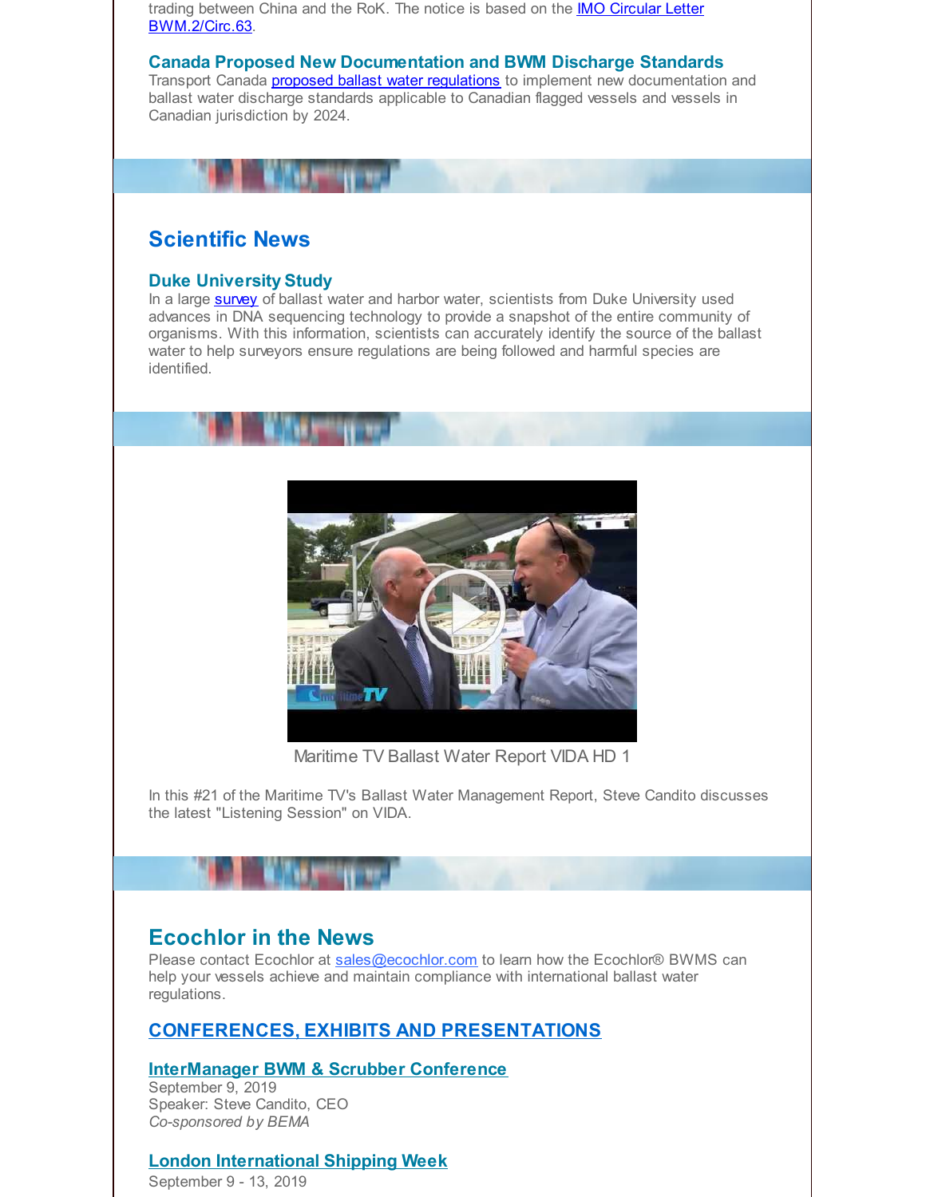trading between China and the RoK. The notice is based on the IMO Circular Letter BWM.2/Circ.63.

### Canada Proposed New Documentation and BWM Discharge Standards

Transport Canada proposed ballast water regulations to implement new documentation and ballast water discharge standards applicable to Canadian flagged vessels and vessels in Canadian jurisdiction by 2024.

## Scientific News

### Duke University Study

In a large survey of ballast water and harbor water, scientists from Duke University used advances in DNA sequencing technology to provide a snapshot of the entire community of organisms. With this information, scientists can accurately identify the source of the ballast water to help surveyors ensure regulations are being followed and harmful species are identified.

Maritime TV Ballast Water Report VIDA HD 1

In this #21 of the Maritime TV's Ballast Water Management Report, Steve Candito discusses the latest "Listening Session" on VIDA.

## Ecochlor in the News

Please contact Ecochlor at sales@ecochlor.com to learn how the Ecochlor® BWMS can help your vessels achieve and maintain compliance with international ballast water regulations.

### CONFERENCES, EXHIBITS AND PRESENTATIONS

**InterManager BWM & Scrubber Conference**
September 9, 2019
Speaker: Steve Candito, CEO
*Co-sponsored by BEMA*

**London International Shipping Week**
September 9 - 13, 2019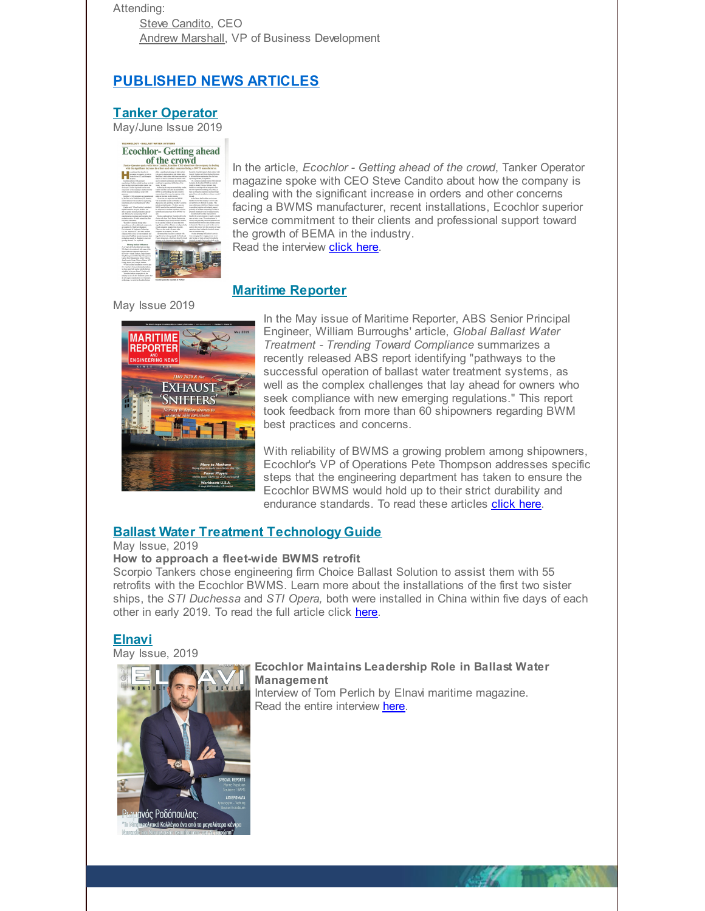Attending:

Steve Candito, CEO
Andrew Marshall, VP of Business Development

## PUBLISHED NEWS ARTICLES

### Tanker Operator

May/June Issue 2019

In the article, *Ecochlor - Getting ahead of the crowd*, Tanker Operator magazine spoke with CEO Steve Candito about how the company is dealing with the significant increase in orders and other concerns facing a BWMS manufacturer, recent installations, Ecochlor superior service commitment to their clients and professional support toward the growth of BEMA in the industry.
Read the interview click here.

### Maritime Reporter

May Issue 2019

In the May issue of Maritime Reporter, ABS Senior Principal Engineer, William Burroughs' article, *Global Ballast Water Treatment - Trending Toward Compliance* summarizes a recently released ABS report identifying "pathways to the successful operation of ballast water treatment systems, as well as the complex challenges that lay ahead for owners who seek compliance with new emerging regulations." This report took feedback from more than 60 shipowners regarding BWM best practices and concerns.

With reliability of BWMS a growing problem among shipowners, Ecochlor's VP of Operations Pete Thompson addresses specific steps that the engineering department has taken to ensure the Ecochlor BWMS would hold up to their strict durability and endurance standards. To read these articles click here.

### Ballast Water Treatment Technology Guide

May Issue, 2019

**How to approach a fleet-wide BWMS retrofit**

Scorpio Tankers chose engineering firm Choice Ballast Solution to assist them with 55 retrofits with the Ecochlor BWMS. Learn more about the installations of the first two sister ships, the *STI Duchessa* and *STI Opera,* both were installed in China within five days of each other in early 2019. To read the full article click here.

### Elnavi

May Issue, 2019

**Ecochlor Maintains Leadership Role in Ballast Water Management**

Interview of Tom Perlich by Elnavi maritime magazine.
Read the entire interview here.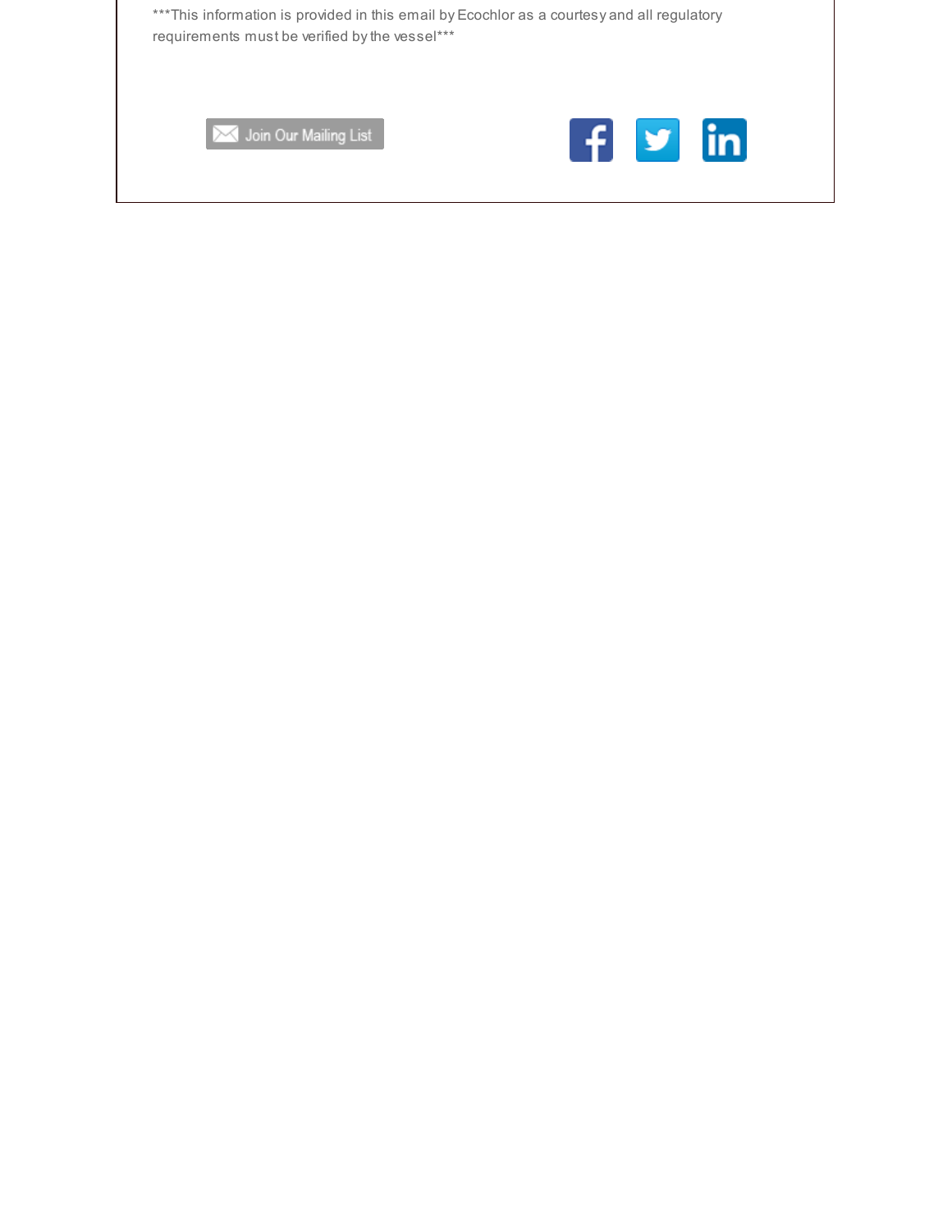***This information is provided in this email by Ecochlor as a courtesy and all regulatory requirements must be verified by the vessel***

Join Our Mailing List